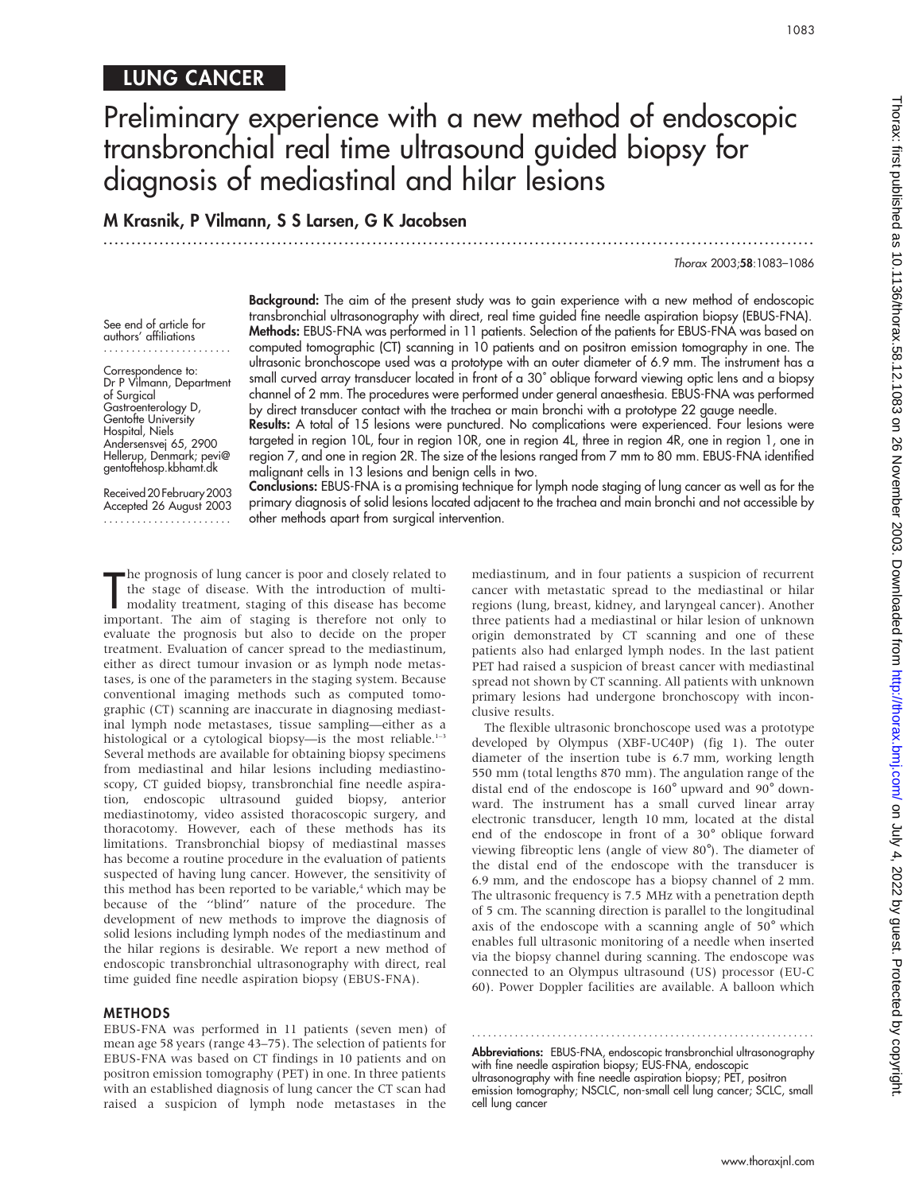LUNG CANCER

# Preliminary experience with a new method of endoscopic transbronchial real time ultrasound guided biopsy for diagnosis of mediastinal and hilar lesions

**M Krasnik, P Vilmann, S S Larsen, G K Jacobsen**

See end of article for authors' affiliations

Correspondence to: Dr P Vilmann, Department of Surgical Gastroenterology D, Gentofte University Hospital, Niels Andersensvej 65, 2900 Hellerup, Denmark; pevi@gentoftehosp.kbhamt.dk

Received 20 February 2003
Accepted 26 August 2003

**Background:** The aim of the present study was to gain experience with a new method of endoscopic transbronchial ultrasonography with direct, real time guided fine needle aspiration biopsy (EBUS-FNA).

**Methods:** EBUS-FNA was performed in 11 patients. Selection of the patients for EBUS-FNA was based on computed tomographic (CT) scanning in 10 patients and on positron emission tomography in one. The ultrasonic bronchoscope used was a prototype with an outer diameter of 6.9 mm. The instrument has a small curved array transducer located in front of a 30° oblique forward viewing optic lens and a biopsy channel of 2 mm. The procedures were performed under general anaesthesia. EBUS-FNA was performed by direct transducer contact with the trachea or main bronchi with a prototype 22 gauge needle.

**Results:** A total of 15 lesions were punctured. No complications were experienced. Four lesions were targeted in region 10L, four in region 10R, one in region 4L, three in region 4R, one in region 1, one in region 7, and one in region 2R. The size of the lesions ranged from 7 mm to 80 mm. EBUS-FNA identified malignant cells in 13 lesions and benign cells in two.

**Conclusions:** EBUS-FNA is a promising technique for lymph node staging of lung cancer as well as for the primary diagnosis of solid lesions located adjacent to the trachea and main bronchi and not accessible by other methods apart from surgical intervention.

The prognosis of lung cancer is poor and closely related to the stage of disease. With the introduction of multimodality treatment, staging of this disease has become important. The aim of staging is therefore not only to evaluate the prognosis but also to decide on the proper treatment. Evaluation of cancer spread to the mediastinum, either as direct tumour invasion or as lymph node metastases, is one of the parameters in the staging system. Because conventional imaging methods such as computed tomographic (CT) scanning are inaccurate in diagnosing mediastinal lymph node metastases, tissue sampling—either as a histological or a cytological biopsy—is the most reliable.[1–3] Several methods are available for obtaining biopsy specimens from mediastinal and hilar lesions including mediastinoscopy, CT guided biopsy, transbronchial fine needle aspiration, endoscopic ultrasound guided biopsy, anterior mediastinotomy, video assisted thoracoscopic surgery, and thoracotomy. However, each of these methods has its limitations. Transbronchial biopsy of mediastinal masses has become a routine procedure in the evaluation of patients suspected of having lung cancer. However, the sensitivity of this method has been reported to be variable,[4] which may be because of the "blind" nature of the procedure. The development of new methods to improve the diagnosis of solid lesions including lymph nodes of the mediastinum and the hilar regions is desirable. We report a new method of endoscopic transbronchial ultrasonography with direct, real time guided fine needle aspiration biopsy (EBUS-FNA).

## METHODS

EBUS-FNA was performed in 11 patients (seven men) of mean age 58 years (range 43–75). The selection of patients for EBUS-FNA was based on CT findings in 10 patients and on positron emission tomography (PET) in one. In three patients with an established diagnosis of lung cancer the CT scan had raised a suspicion of lymph node metastases in the mediastinum, and in four patients a suspicion of recurrent cancer with metastatic spread to the mediastinal or hilar regions (lung, breast, kidney, and laryngeal cancer). Another three patients had a mediastinal or hilar lesion of unknown origin demonstrated by CT scanning and one of these patients also had enlarged lymph nodes. In the last patient PET had raised a suspicion of breast cancer with mediastinal spread not shown by CT scanning. All patients with unknown primary lesions had undergone bronchoscopy with inconclusive results.

The flexible ultrasonic bronchoscope used was a prototype developed by Olympus (XBF-UC40P) (fig 1). The outer diameter of the insertion tube is 6.7 mm, working length 550 mm (total lengths 870 mm). The angulation range of the distal end of the endoscope is 160° upward and 90° downward. The instrument has a small curved linear array electronic transducer, length 10 mm, located at the distal end of the endoscope in front of a 30° oblique forward viewing fibreoptic lens (angle of view 80°). The diameter of the distal end of the endoscope with the transducer is 6.9 mm, and the endoscope has a biopsy channel of 2 mm. The ultrasonic frequency is 7.5 MHz with a penetration depth of 5 cm. The scanning direction is parallel to the longitudinal axis of the endoscope with a scanning angle of 50° which enables full ultrasonic monitoring of a needle when inserted via the biopsy channel during scanning. The endoscope was connected to an Olympus ultrasound (US) processor (EU-C 60). Power Doppler facilities are available. A balloon which

**Abbreviations:** EBUS-FNA, endoscopic transbronchial ultrasonography with fine needle aspiration biopsy; EUS-FNA, endoscopic ultrasonography with fine needle aspiration biopsy; PET, positron emission tomography; NSCLC, non-small cell lung cancer; SCLC, small cell lung cancer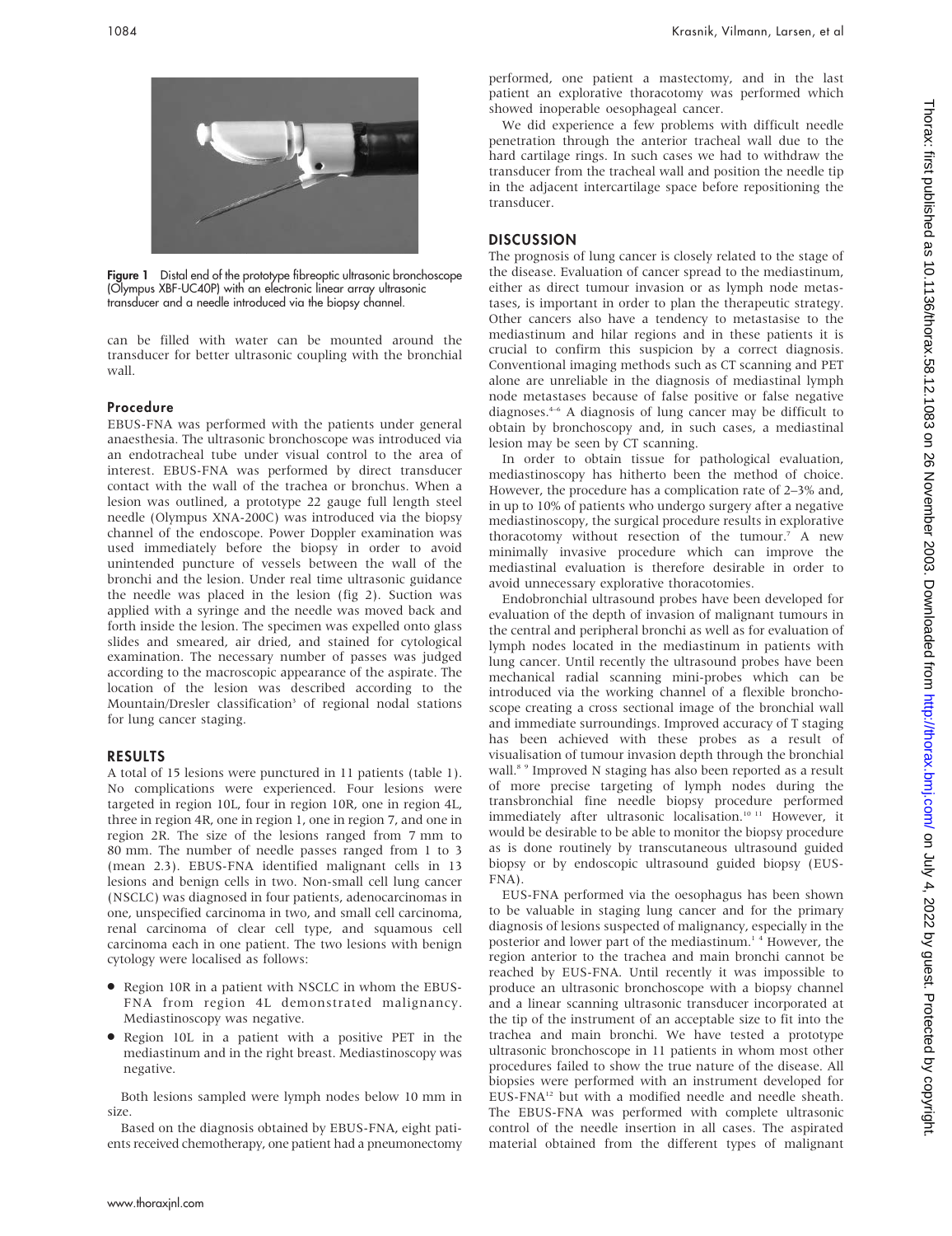Figure 1 Distal end of the prototype fibreoptic ultrasonic bronchoscope (Olympus XBF-UC40P) with an electronic linear array ultrasonic transducer and a needle introduced via the biopsy channel.

can be filled with water can be mounted around the transducer for better ultrasonic coupling with the bronchial wall.

### Procedure

EBUS-FNA was performed with the patients under general anaesthesia. The ultrasonic bronchoscope was introduced via an endotracheal tube under visual control to the area of interest. EBUS-FNA was performed by direct transducer contact with the wall of the trachea or bronchus. When a lesion was outlined, a prototype 22 gauge full length steel needle (Olympus XNA-200C) was introduced via the biopsy channel of the endoscope. Power Doppler examination was used immediately before the biopsy in order to avoid unintended puncture of vessels between the wall of the bronchi and the lesion. Under real time ultrasonic guidance the needle was placed in the lesion (fig 2). Suction was applied with a syringe and the needle was moved back and forth inside the lesion. The specimen was expelled onto glass slides and smeared, air dried, and stained for cytological examination. The necessary number of passes was judged according to the macroscopic appearance of the aspirate. The location of the lesion was described according to the Mountain/Dresler classification[3] of regional nodal stations for lung cancer staging.

## RESULTS

A total of 15 lesions were punctured in 11 patients (table 1). No complications were experienced. Four lesions were targeted in region 10L, four in region 10R, one in region 4L, three in region 4R, one in region 1, one in region 7, and one in region 2R. The size of the lesions ranged from 7 mm to 80 mm. The number of needle passes ranged from 1 to 3 (mean 2.3). EBUS-FNA identified malignant cells in 13 lesions and benign cells in two. Non-small cell lung cancer (NSCLC) was diagnosed in four patients, adenocarcinomas in one, unspecified carcinoma in two, and small cell carcinoma, renal carcinoma of clear cell type, and squamous cell carcinoma each in one patient. The two lesions with benign cytology were localised as follows:

- Region 10R in a patient with NSCLC in whom the EBUS-FNA from region 4L demonstrated malignancy. Mediastinoscopy was negative.
- Region 10L in a patient with a positive PET in the mediastinum and in the right breast. Mediastinoscopy was negative.

Both lesions sampled were lymph nodes below 10 mm in size.

Based on the diagnosis obtained by EBUS-FNA, eight patients received chemotherapy, one patient had a pneumonectomy performed, one patient a mastectomy, and in the last patient an explorative thoracotomy was performed which showed inoperable oesophageal cancer.

We did experience a few problems with difficult needle penetration through the anterior tracheal wall due to the hard cartilage rings. In such cases we had to withdraw the transducer from the tracheal wall and position the needle tip in the adjacent intercartilage space before repositioning the transducer.

## DISCUSSION

The prognosis of lung cancer is closely related to the stage of the disease. Evaluation of cancer spread to the mediastinum, either as direct tumour invasion or as lymph node metastases, is important in order to plan the therapeutic strategy. Other cancers also have a tendency to metastasise to the mediastinum and hilar regions and in these patients it is crucial to confirm this suspicion by a correct diagnosis. Conventional imaging methods such as CT scanning and PET alone are unreliable in the diagnosis of mediastinal lymph node metastases because of false positive or false negative diagnoses.[4–6] A diagnosis of lung cancer may be difficult to obtain by bronchoscopy and, in such cases, a mediastinal lesion may be seen by CT scanning.

In order to obtain tissue for pathological evaluation, mediastinoscopy has hitherto been the method of choice. However, the procedure has a complication rate of 2–3% and, in up to 10% of patients who undergo surgery after a negative mediastinoscopy, the surgical procedure results in explorative thoracotomy without resection of the tumour.[7] A new minimally invasive procedure which can improve the mediastinal evaluation is therefore desirable in order to avoid unnecessary explorative thoracotomies.

Endobronchial ultrasound probes have been developed for evaluation of the depth of invasion of malignant tumours in the central and peripheral bronchi as well as for evaluation of lymph nodes located in the mediastinum in patients with lung cancer. Until recently the ultrasound probes have been mechanical radial scanning mini-probes which can be introduced via the working channel of a flexible bronchoscope creating a cross sectional image of the bronchial wall and immediate surroundings. Improved accuracy of T staging has been achieved with these probes as a result of visualisation of tumour invasion depth through the bronchial wall.[8 9] Improved N staging has also been reported as a result of more precise targeting of lymph nodes during the transbronchial fine needle biopsy procedure performed immediately after ultrasonic localisation.[10 11] However, it would be desirable to be able to monitor the biopsy procedure as is done routinely by transcutaneous ultrasound guided biopsy or by endoscopic ultrasound guided biopsy (EUS-FNA).

EUS-FNA performed via the oesophagus has been shown to be valuable in staging lung cancer and for the primary diagnosis of lesions suspected of malignancy, especially in the posterior and lower part of the mediastinum.[1 4] However, the region anterior to the trachea and main bronchi cannot be reached by EUS-FNA. Until recently it was impossible to produce an ultrasonic bronchoscope with a biopsy channel and a linear scanning ultrasonic transducer incorporated at the tip of the instrument of an acceptable size to fit into the trachea and main bronchi. We have tested a prototype ultrasonic bronchoscope in 11 patients in whom most other procedures failed to show the true nature of the disease. All biopsies were performed with an instrument developed for EUS-FNA[12] but with a modified needle and needle sheath. The EBUS-FNA was performed with complete ultrasonic control of the needle insertion in all cases. The aspirated material obtained from the different types of malignant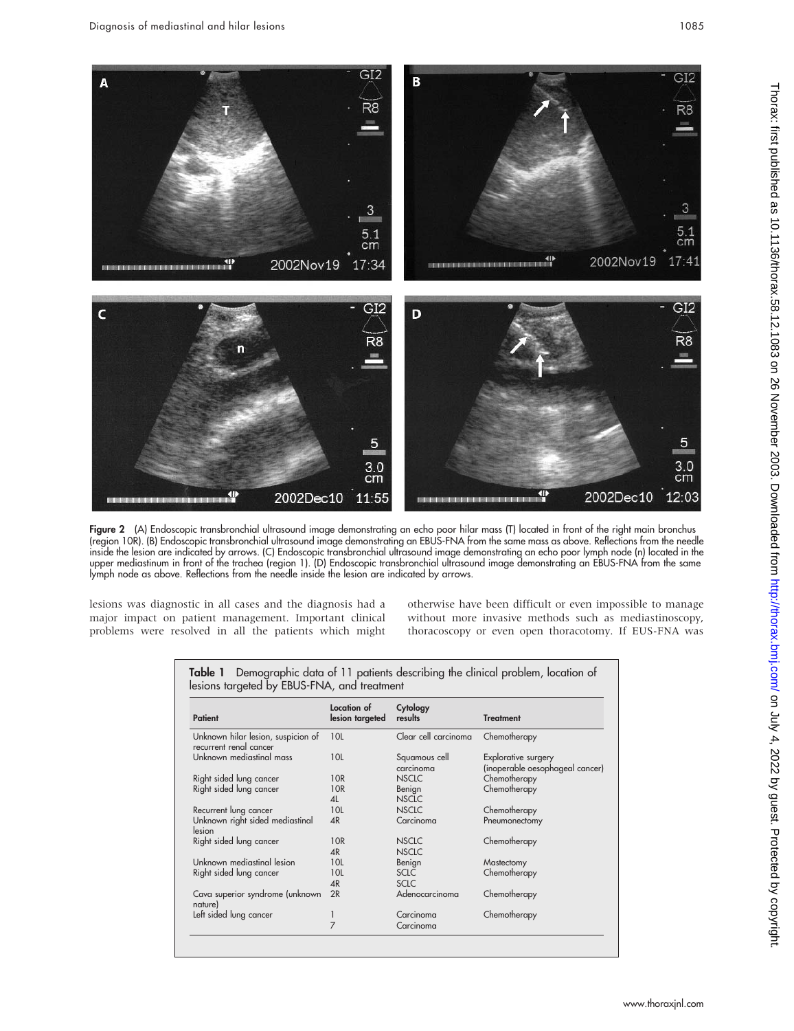Figure 2 (A) Endoscopic transbronchial ultrasound image demonstrating an echo poor hilar mass (T) located in front of the right main bronchus (region 10R). (B) Endoscopic transbronchial ultrasound image demonstrating an EBUS-FNA from the same mass as above. Reflections from the needle inside the lesion are indicated by arrows. (C) Endoscopic transbronchial ultrasound image demonstrating an echo poor lymph node (n) located in the upper mediastinum in front of the trachea (region 1). (D) Endoscopic transbronchial ultrasound image demonstrating an EBUS-FNA from the same lymph node as above. Reflections from the needle inside the lesion are indicated by arrows.

lesions was diagnostic in all cases and the diagnosis had a major impact on patient management. Important clinical problems were resolved in all the patients which might otherwise have been difficult or even impossible to manage without more invasive methods such as mediastinoscopy, thoracoscopy or even open thoracotomy. If EUS-FNA was

**Table 1** Demographic data of 11 patients describing the clinical problem, location of lesions targeted by EBUS-FNA, and treatment

| Patient | Location of lesion targeted | Cytology results | Treatment |
|---|---|---|---|
| Unknown hilar lesion, suspicion of recurrent renal cancer | 10L | Clear cell carcinoma | Chemotherapy |
| Unknown mediastinal mass | 10L | Squamous cell carcinoma | Explorative surgery (inoperable oesophageal cancer) |
| Right sided lung cancer | 10R | NSCLC | Chemotherapy |
| Right sided lung cancer | 10R | Benign | Chemotherapy |
| | 4L | NSCLC | |
| Recurrent lung cancer | 10L | NSCLC | Chemotherapy |
| Unknown right sided mediastinal lesion | 4R | Carcinoma | Pneumonectomy |
| Right sided lung cancer | 10R | NSCLC | Chemotherapy |
| | 4R | NSCLC | |
| Unknown mediastinal lesion | 10L | Benign | Mastectomy |
| Right sided lung cancer | 10L | SCLC | Chemotherapy |
| | 4R | SCLC | |
| Cava superior syndrome (unknown nature) | 2R | Adenocarcinoma | Chemotherapy |
| Left sided lung cancer | 1 | Carcinoma | Chemotherapy |
| | 7 | Carcinoma | |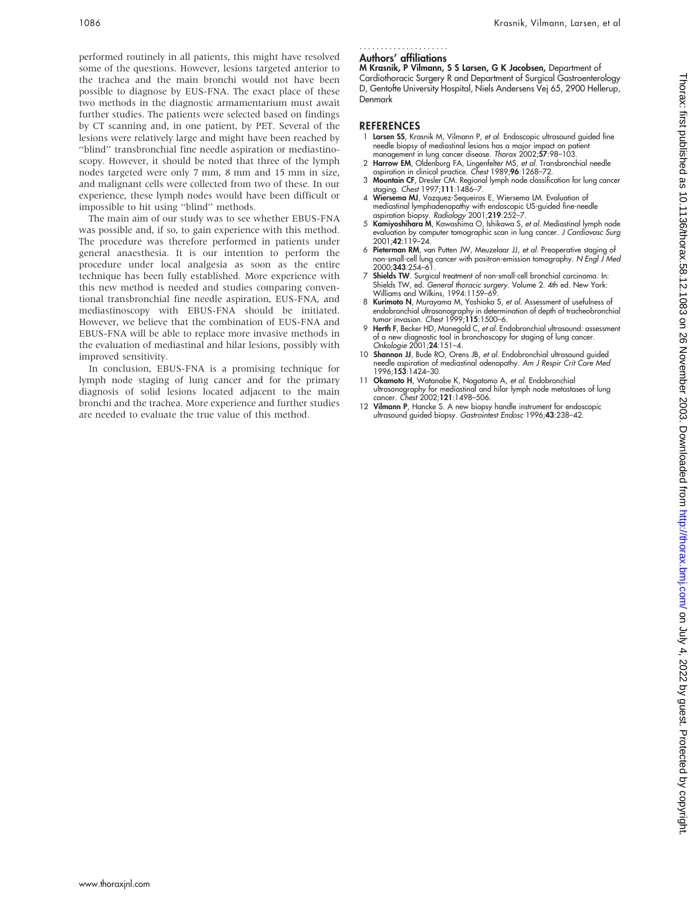performed routinely in all patients, this might have resolved some of the questions. However, lesions targeted anterior to the trachea and the main bronchi would not have been possible to diagnose by EUS-FNA. The exact place of these two methods in the diagnostic armamentarium must await further studies. The patients were selected based on findings by CT scanning and, in one patient, by PET. Several of the lesions were relatively large and might have been reached by ''blind'' transbronchial fine needle aspiration or mediastinoscopy. However, it should be noted that three of the lymph nodes targeted were only 7 mm, 8 mm and 15 mm in size, and malignant cells were collected from two of these. In our experience, these lymph nodes would have been difficult or impossible to hit using ''blind'' methods.

The main aim of our study was to see whether EBUS-FNA was possible and, if so, to gain experience with this method. The procedure was therefore performed in patients under general anaesthesia. It is our intention to perform the procedure under local analgesia as soon as the entire technique has been fully established. More experience with this new method is needed and studies comparing conventional transbronchial fine needle aspiration, EUS-FNA, and mediastinoscopy with EBUS-FNA should be initiated. However, we believe that the combination of EUS-FNA and EBUS-FNA will be able to replace more invasive methods in the evaluation of mediastinal and hilar lesions, possibly with improved sensitivity.

In conclusion, EBUS-FNA is a promising technique for lymph node staging of lung cancer and for the primary diagnosis of solid lesions located adjacent to the main bronchi and the trachea. More experience and further studies are needed to evaluate the true value of this method.

## Authors' affiliations

**M Krasnik, P Vilmann, S S Larsen, G K Jacobsen,** Department of Cardiothoracic Surgery R and Department of Surgical Gastroenterology D, Gentofte University Hospital, Niels Andersens Vej 65, 2900 Hellerup, Denmark

## REFERENCES

1. **Larsen SS**, Krasnik M, Vilmann P, *et al.* Endoscopic ultrasound guided fine needle biopsy of mediastinal lesions has a major impact on patient management in lung cancer disease. *Thorax* 2002;**57**:98–103.
2. **Harrow EM**, Oldenburg FA, Lingenfelter MS, *et al.* Transbronchial needle aspiration in clinical practice. *Chest* 1989;**96**:1268–72.
3. **Mountain CF**, Dresler CM. Regional lymph node classification for lung cancer staging. *Chest* 1997;**111**:1486–7.
4. **Wiersema MJ**, Vazquez-Sequeiros E, Wiersema LM. Evaluation of mediastinal lymphadenopathy with endoscopic US-guided fine-needle aspiration biopsy. *Radiology* 2001;**219**:252–7.
5. **Kamiyoshihara M**, Kawashima O, Ishikawa S, *et al.* Mediastinal lymph node evaluation by computer tomographic scan in lung cancer. *J Cardiovasc Surg* 2001;**42**:119–24.
6. **Pieterman RM**, van Putten JW, Meuzelaar JJ, *et al.* Preoperative staging of non-small-cell lung cancer with positron-emission tomography. *N Engl J Med* 2000;**343**:254–61.
7. **Shields TW**. Surgical treatment of non-small-cell bronchial carcinoma. In: Shields TW, ed. *General thoracic surgery.* Volume 2. 4th ed. New York: Williams and Wilkins, 1994:1159–69.
8. **Kurimoto N**, Murayama M, Yoshioka S, *et al.* Assessment of usefulness of endobronchial ultrasonography in determination of depth of tracheobronchial tumor invasion. *Chest* 1999;**115**:1500–6.
9. **Herth F**, Becker HD, Manegold C, *et al.* Endobronchial ultrasound: assessment of a new diagnostic tool in bronchoscopy for staging of lung cancer. *Onkologie* 2001;**24**:151–4.
10. **Shannon JJ**, Bude RO, Orens JB, *et al.* Endobronchial ultrasound guided needle aspiration of mediastinal adenopathy. *Am J Respir Crit Care Med* 1996;**153**:1424–30.
11. **Okamoto H**, Watanabe K, Nagatomo A, *et al.* Endobronchial ultrasonography for mediastinal and hilar lymph node metastases of lung cancer. *Chest* 2002;**121**:1498–506.
12. **Vilmann P**, Hancke S. A new biopsy handle instrument for endoscopic ultrasound guided biopsy. *Gastrointest Endosc* 1996;**43**:238–42.